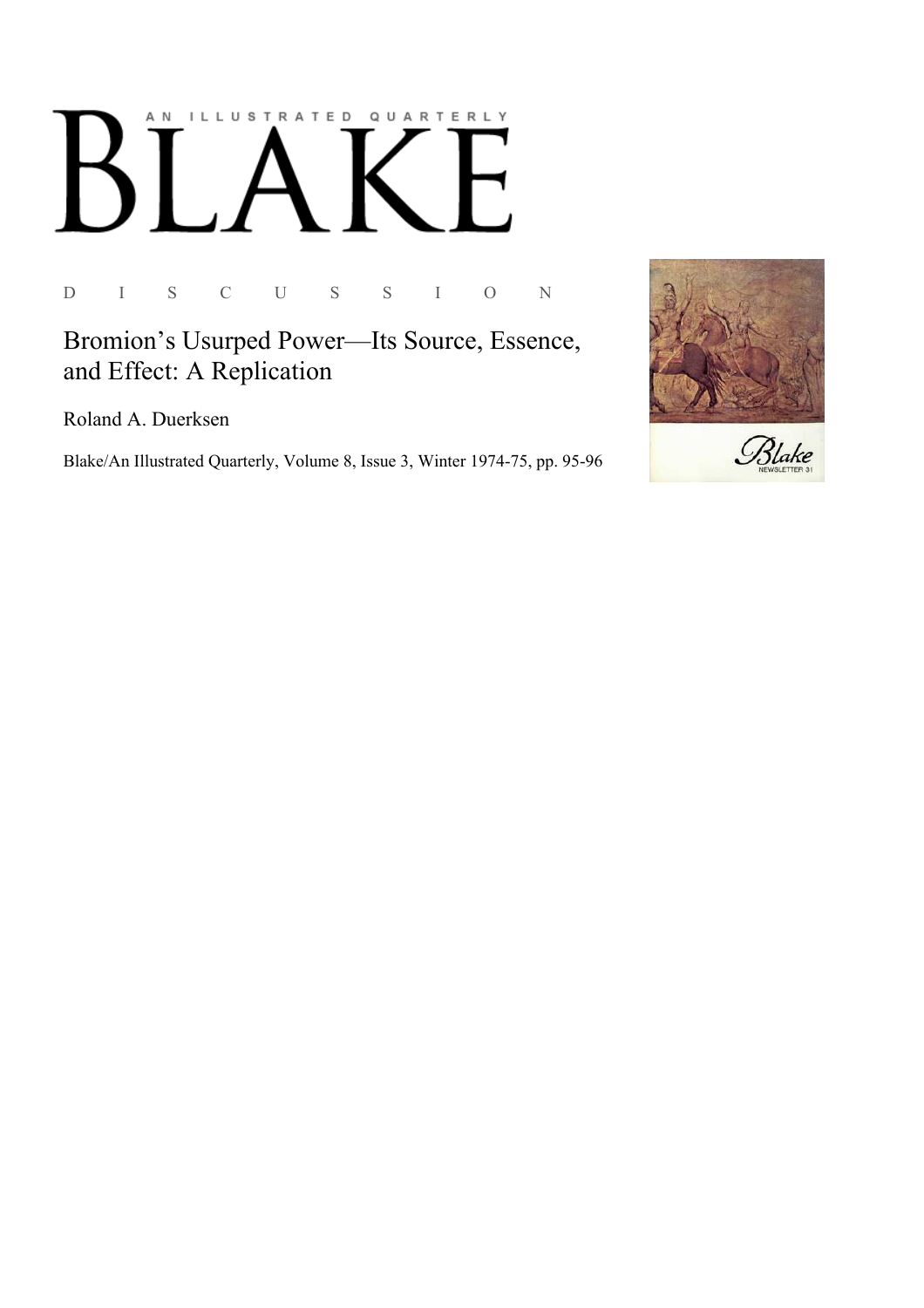# BLAKE

AN ILLUSTRATED QUARTERLY

D I S C U S S I O N

## Bromion's Usurped Power—Its Source, Essence, and Effect: A Replication

Roland A. Duerksen

Blake/An Illustrated Quarterly, Volume 8, Issue 3, Winter 1974-75, pp. 95-96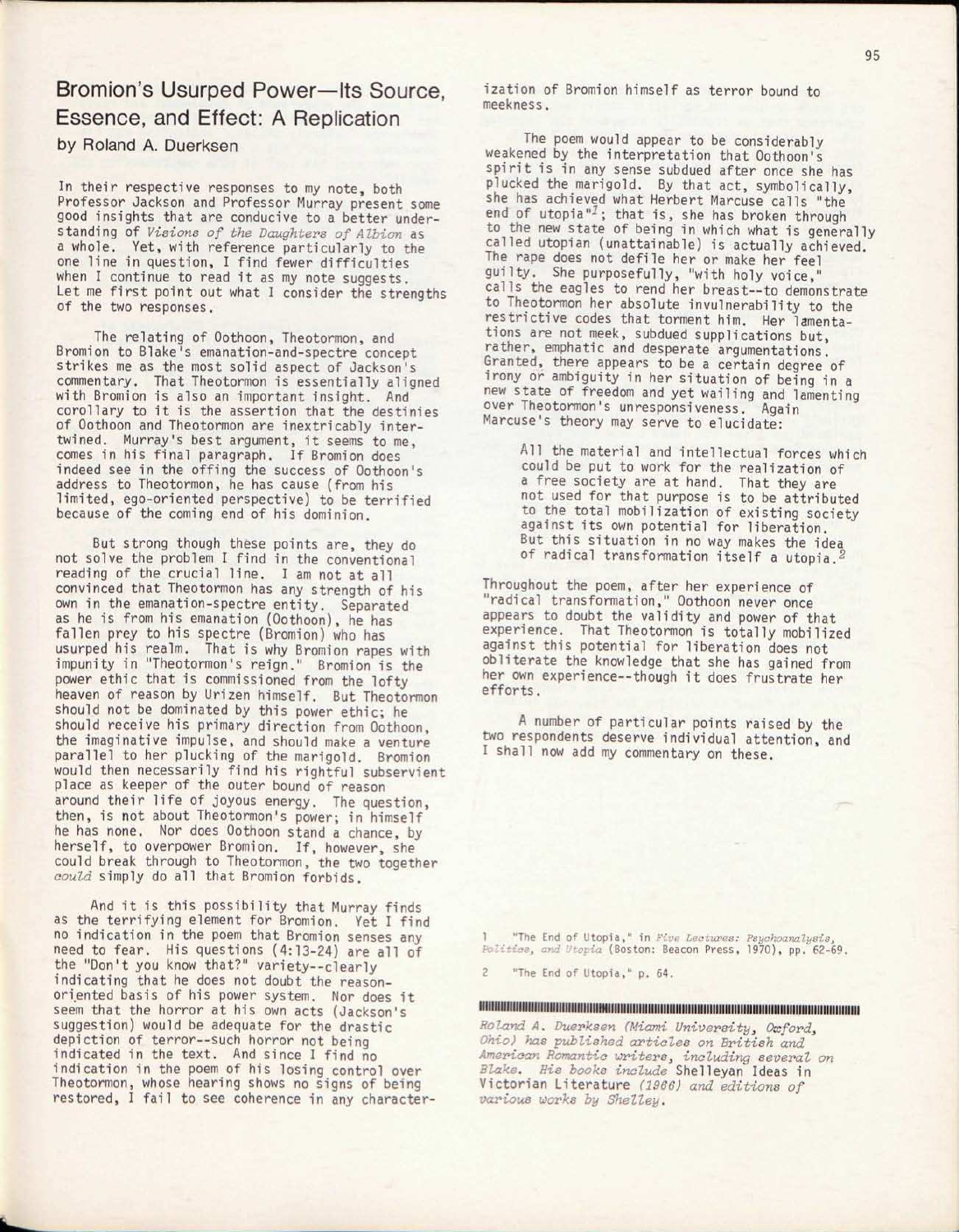# Bromion's Usurped Power—Its Source, Essence, and Effect: A Replication

by Roland A. Duerksen

In their respective responses to my note, both Professor Jackson and Professor Murray present some good insights that are conducive to a better understanding of *Visions of the Daughters of Albion* as a whole. Yet, with reference particularly to the one line in question, I find fewer difficulties when I continue to read it as my note suggests. Let me first point out what I consider the strengths of the two responses.

The relating of Oothoon, Theotormon, and Bromion to Blake's emanation-and-spectre concept strikes me as the most solid aspect of Jackson's commentary. That Theotormon is essentially aligned with Bromion is also an important insight. And corollary to it is the assertion that the destinies of Oothoon and Theotormon are inextricably intertwined. Murray's best argument, it seems to me, comes in his final paragraph. If Bromion does indeed see in the offing the success of Oothoon's address to Theotormon, he has cause (from his limited, ego-oriented perspective) to be terrified because of the coming end of his dominion.

But strong though these points are, they do not solve the problem I find in the conventional reading of the crucial line. I am not at all convinced that Theotormon has any strength of his own in the emanation-spectre entity. Separated as he is from his emanation (Oothoon), he has fallen prey to his spectre (Bromion) who has usurped his realm. That is why Bromion rapes with impunity in "Theotormon's reign." Bromion is the power ethic that is commissioned from the lofty heaven of reason by Urizen himself. But Theotormon should not be dominated by this power ethic; he should receive his primary direction from Oothoon, the imaginative impulse, and should make a venture parallel to her plucking of the marigold. Bromion would then necessarily find his rightful subservient place as keeper of the outer bound of reason around their life of joyous energy. The question, then, is not about Theotormon's power; in himself he has none. Nor does Oothoon stand a chance, by herself, to overpower Bromion. If, however, she could break through to Theotormon, the two together *could* simply do all that Bromion forbids.

And it is this possibility that Murray finds as the terrifying element for Bromion. Yet I find no indication in the poem that Bromion senses any need to fear. His questions (4:13-24) are all of the "Don't you know that?" variety--clearly indicating that he does not doubt the reason-oriented basis of his power system. Nor does it seem that the horror at his own acts (Jackson's suggestion) would be adequate for the drastic depiction of terror--such horror not being indicated in the text. And since I find no indication in the poem of his losing control over Theotormon, whose hearing shows no signs of being restored, I fail to see coherence in any characterization of Bromion himself as terror bound to meekness.

The poem would appear to be considerably weakened by the interpretation that Oothoon's spirit is in any sense subdued after once she has plucked the marigold. By that act, symbolically, she has achieved what Herbert Marcuse calls "the end of utopia"[1]; that is, she has broken through to the new state of being in which what is generally called utopian (unattainable) is actually achieved. The rape does not defile her or make her feel guilty. She purposefully, "with holy voice," calls the eagles to rend her breast--to demonstrate to Theotormon her absolute invulnerability to the restrictive codes that torment him. Her lamentations are not meek, subdued supplications but, rather, emphatic and desperate argumentations. Granted, there appears to be a certain degree of irony or ambiguity in her situation of being in a new state of freedom and yet wailing and lamenting over Theotormon's unresponsiveness. Again Marcuse's theory may serve to elucidate:

> All the material and intellectual forces which could be put to work for the realization of a free society are at hand. That they are not used for that purpose is to be attributed to the total mobilization of existing society against its own potential for liberation. But this situation in no way makes the idea of radical transformation itself a utopia.[2]

Throughout the poem, after her experience of "radical transformation," Oothoon never once appears to doubt the validity and power of that experience. That Theotormon is totally mobilized against this potential for liberation does not obliterate the knowledge that she has gained from her own experience--though it does frustrate her efforts.

A number of particular points raised by the two respondents deserve individual attention, and I shall now add my commentary on these.

1 "The End of Utopia," in *Five Lectures: Psychoanalysis, Politics, and Utopia* (Boston: Beacon Press, 1970), pp. 62-69.

2 "The End of Utopia," p. 64.

*Roland A. Duerksen (Miami University, Oxford, Ohio) has published articles on British and American Romantic writers, including several on Blake. His books include* Shelleyan Ideas in Victorian Literature *(1966) and editions of various works by Shelley.*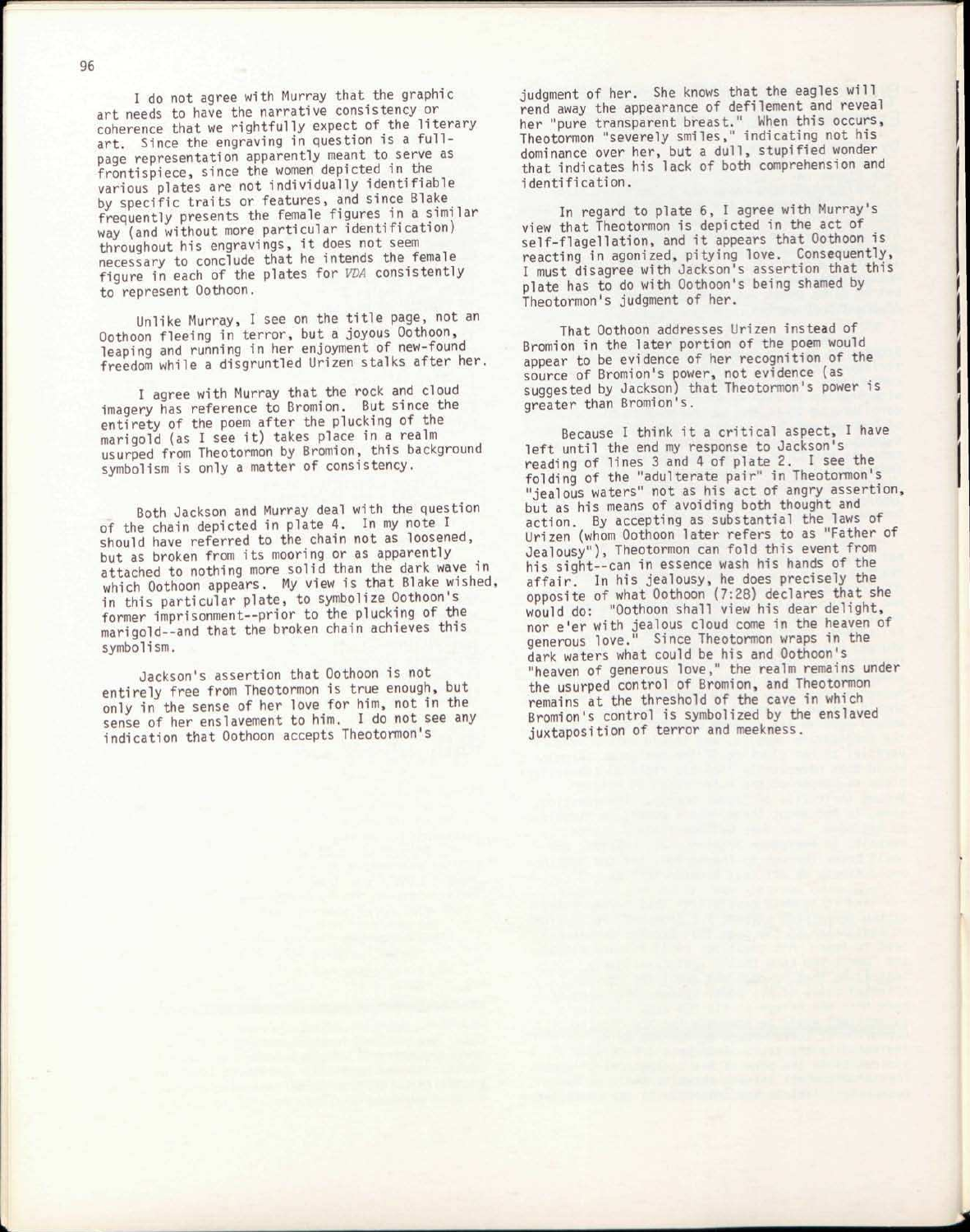I do not agree with Murray that the graphic art needs to have the narrative consistency or coherence that we rightfully expect of the literary art. Since the engraving in question is a full-page representation apparently meant to serve as frontispiece, since the women depicted in the various plates are not individually identifiable by specific traits or features, and since Blake frequently presents the female figures in a similar way (and without more particular identification) throughout his engravings, it does not seem necessary to conclude that he intends the female figure in each of the plates for *VDA* consistently to represent Oothoon.

Unlike Murray, I see on the title page, not an Oothoon fleeing in terror, but a joyous Oothoon, leaping and running in her enjoyment of new-found freedom while a disgruntled Urizen stalks after her.

I agree with Murray that the rock and cloud imagery has reference to Bromion. But since the entirety of the poem after the plucking of the marigold (as I see it) takes place in a realm usurped from Theotormon by Bromion, this background symbolism is only a matter of consistency.

Both Jackson and Murray deal with the question of the chain depicted in plate 4. In my note I should have referred to the chain not as loosened, but as broken from its mooring or as apparently attached to nothing more solid than the dark wave in which Oothoon appears. My view is that Blake wished, in this particular plate, to symbolize Oothoon's former imprisonment--prior to the plucking of the marigold--and that the broken chain achieves this symbolism.

Jackson's assertion that Oothoon is not entirely free from Theotormon is true enough, but only in the sense of her love for him, not in the sense of her enslavement to him. I do not see any indication that Oothoon accepts Theotormon's judgment of her. She knows that the eagles will rend away the appearance of defilement and reveal her "pure transparent breast." When this occurs, Theotormon "severely smiles," indicating not his dominance over her, but a dull, stupified wonder that indicates his lack of both comprehension and identification.

In regard to plate 6, I agree with Murray's view that Theotormon is depicted in the act of self-flagellation, and it appears that Oothoon is reacting in agonized, pitying love. Consequently, I must disagree with Jackson's assertion that this plate has to do with Oothoon's being shamed by Theotormon's judgment of her.

That Oothoon addresses Urizen instead of Bromion in the later portion of the poem would appear to be evidence of her recognition of the source of Bromion's power, not evidence (as suggested by Jackson) that Theotormon's power is greater than Bromion's.

Because I think it a critical aspect, I have left until the end my response to Jackson's reading of lines 3 and 4 of plate 2. I see the folding of the "adulterate pair" in Theotormon's "jealous waters" not as his act of angry assertion, but as his means of avoiding both thought and action. By accepting as substantial the laws of Urizen (whom Oothoon later refers to as "Father of Jealousy"), Theotormon can fold this event from his sight--can in essence wash his hands of the affair. In his jealousy, he does precisely the opposite of what Oothoon (7:28) declares that she would do: "Oothoon shall view his dear delight, nor e'er with jealous cloud come in the heaven of generous love." Since Theotormon wraps in the dark waters what could be his and Oothoon's "heaven of generous love," the realm remains under the usurped control of Bromion, and Theotormon remains at the threshold of the cave in which Bromion's control is symbolized by the enslaved juxtaposition of terror and meekness.